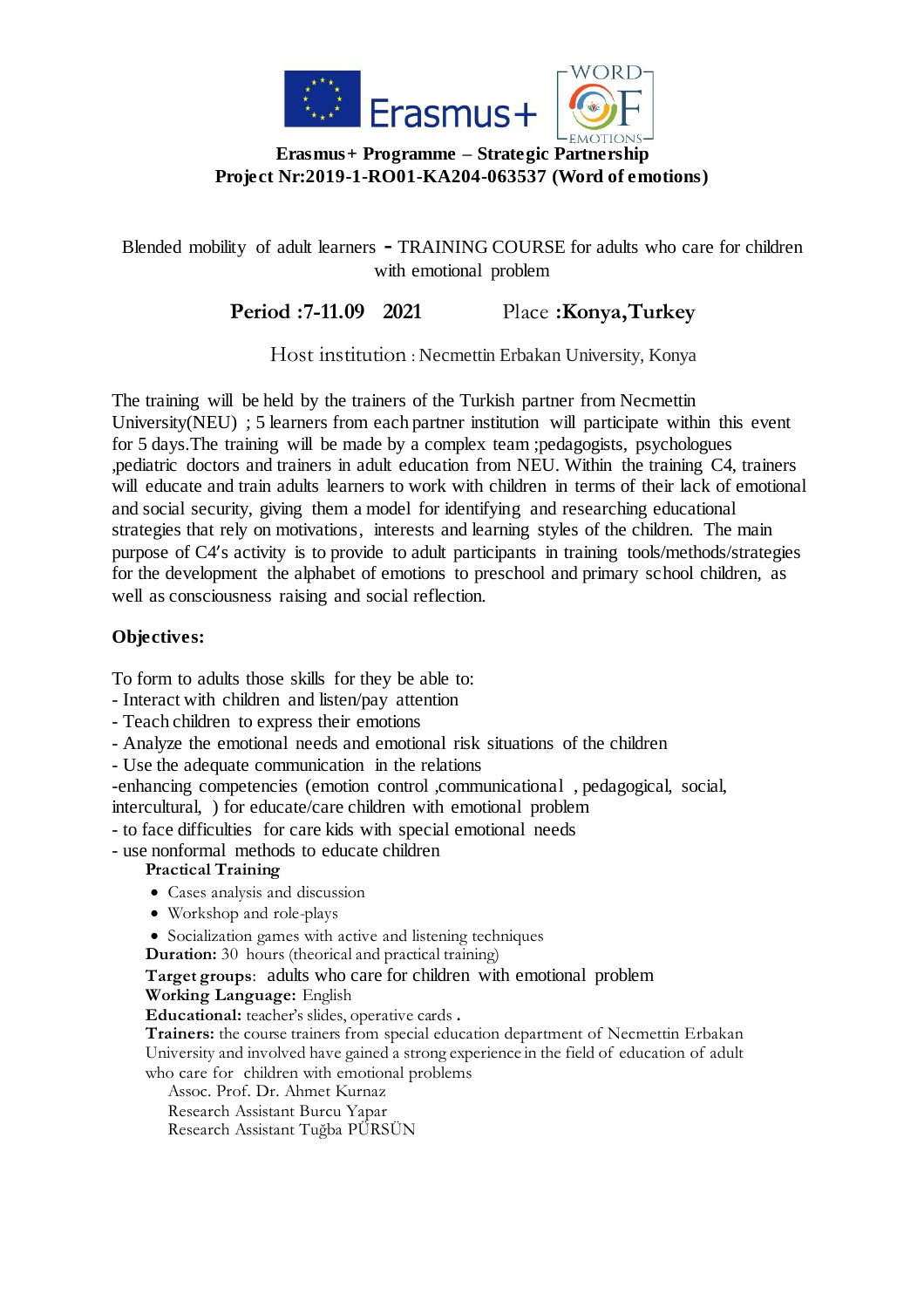**Erasmus+ Programme – Strategic Partnership**
**Project Nr:2019-1-RO01-KA204-063537 (Word of emotions)**

Blended mobility of adult learners - TRAINING COURSE for adults who care for children with emotional problem

**Period :7-11.09 2021** Place **:Konya,Turkey**

Host institution : Necmettin Erbakan University, Konya

The training will be held by the trainers of the Turkish partner from Necmettin University(NEU) ; 5 learners from each partner institution will participate within this event for 5 days.The training will be made by a complex team ;pedagogists, psychologues ,pediatric doctors and trainers in adult education from NEU. Within the training C4, trainers will educate and train adults learners to work with children in terms of their lack of emotional and social security, giving them a model for identifying and researching educational strategies that rely on motivations, interests and learning styles of the children. The main purpose of C4's activity is to provide to adult participants in training tools/methods/strategies for the development the alphabet of emotions to preschool and primary school children, as well as consciousness raising and social reflection.

**Objectives:**

To form to adults those skills for they be able to:
- Interact with children and listen/pay attention
- Teach children to express their emotions
- Analyze the emotional needs and emotional risk situations of the children
- Use the adequate communication in the relations
-enhancing competencies (emotion control ,communicational , pedagogical, social, intercultural, ) for educate/care children with emotional problem
- to face difficulties for care kids with special emotional needs
- use nonformal methods to educate children

**Practical Training**

- Cases analysis and discussion
- Workshop and role-plays
- Socialization games with active and listening techniques

**Duration:** 30 hours (theorical and practical training)
**Target groups**: adults who care for children with emotional problem
**Working Language:** English
**Educational:** teacher's slides, operative cards .
**Trainers:** the course trainers from special education department of Necmettin Erbakan University and involved have gained a strong experience in the field of education of adult who care for children with emotional problems
Assoc. Prof. Dr. Ahmet Kurnaz
Research Assistant Burcu Yapar
Research Assistant Tuğba PÜRSÜN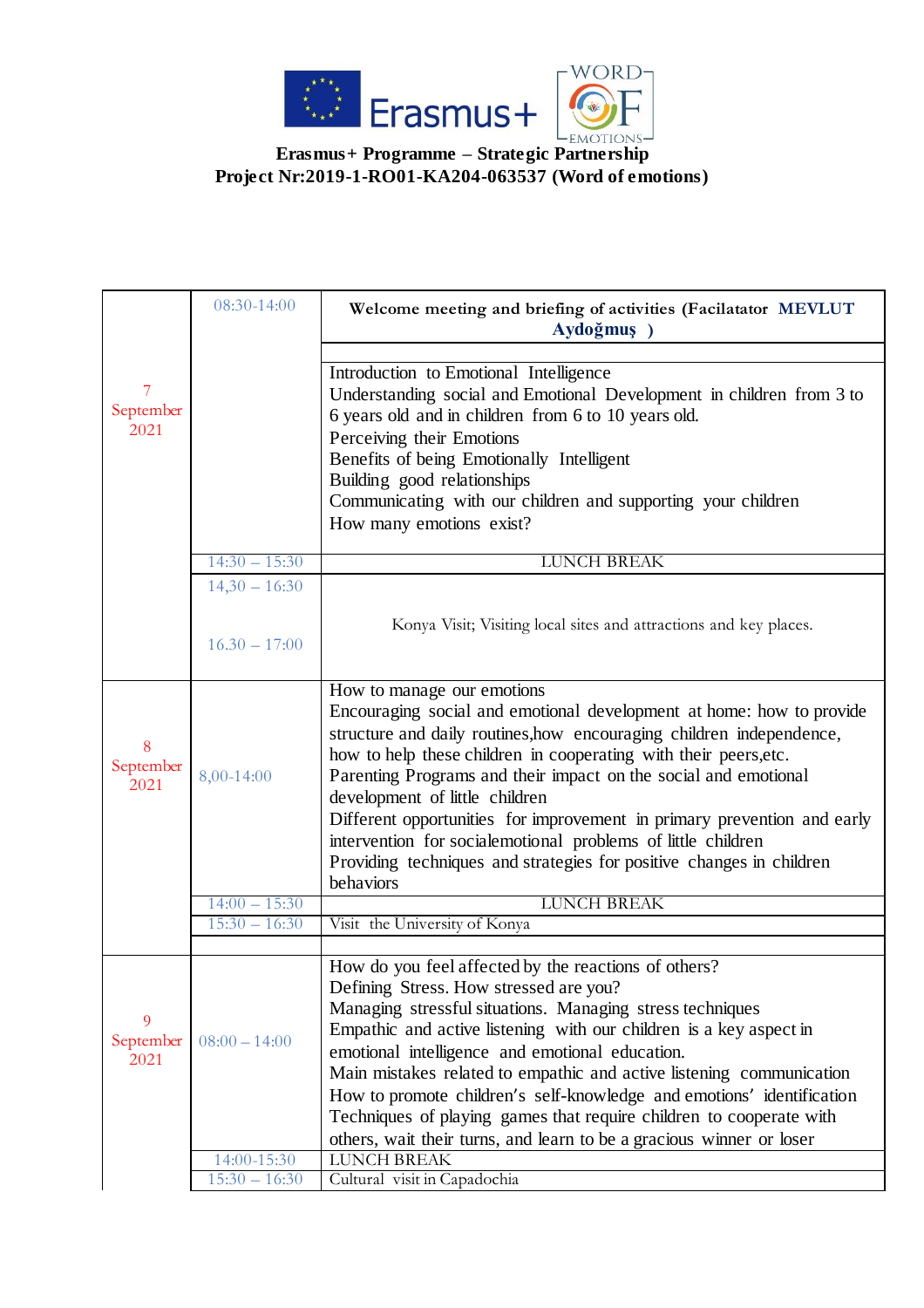**Erasmus+ Programme – Strategic Partnership**
**Project Nr:2019-1-RO01-KA204-063537 (Word of emotions)**

| | | |
|---|---|---|
| 7 September 2021 | 08:30-14:00 | **Welcome meeting and briefing of activities (Facilatator MEVLUT Aydoğmuş )** |
| | | |
| | | Introduction to Emotional Intelligence<br>Understanding social and Emotional Development in children from 3 to 6 years old and in children from 6 to 10 years old.<br>Perceiving their Emotions<br>Benefits of being Emotionally Intelligent<br>Building good relationships<br>Communicating with our children and supporting your children<br>How many emotions exist? |
| | 14:30 – 15:30 | LUNCH BREAK |
| | 14,30 – 16:30<br>16.30 – 17:00 | Konya Visit; Visiting local sites and attractions and key places. |
| 8 September 2021 | 8,00-14:00 | How to manage our emotions<br>Encouraging social and emotional development at home: how to provide structure and daily routines,how encouraging children independence, how to help these children in cooperating with their peers,etc.<br>Parenting Programs and their impact on the social and emotional development of little children<br>Different opportunities for improvement in primary prevention and early intervention for socialemotional problems of little children<br>Providing techniques and strategies for positive changes in children behaviors |
| | 14:00 – 15:30 | LUNCH BREAK |
| | 15:30 – 16:30 | Visit the University of Konya |
| | | |
| 9 September 2021 | 08:00 – 14:00 | How do you feel affected by the reactions of others?<br>Defining Stress. How stressed are you?<br>Managing stressful situations. Managing stress techniques<br>Empathic and active listening with our children is a key aspect in emotional intelligence and emotional education.<br>Main mistakes related to empathic and active listening communication<br>How to promote children's self-knowledge and emotions' identification<br>Techniques of playing games that require children to cooperate with others, wait their turns, and learn to be a gracious winner or loser |
| | 14:00-15:30 | LUNCH BREAK |
| | 15:30 – 16:30 | Cultural visit in Capadochia |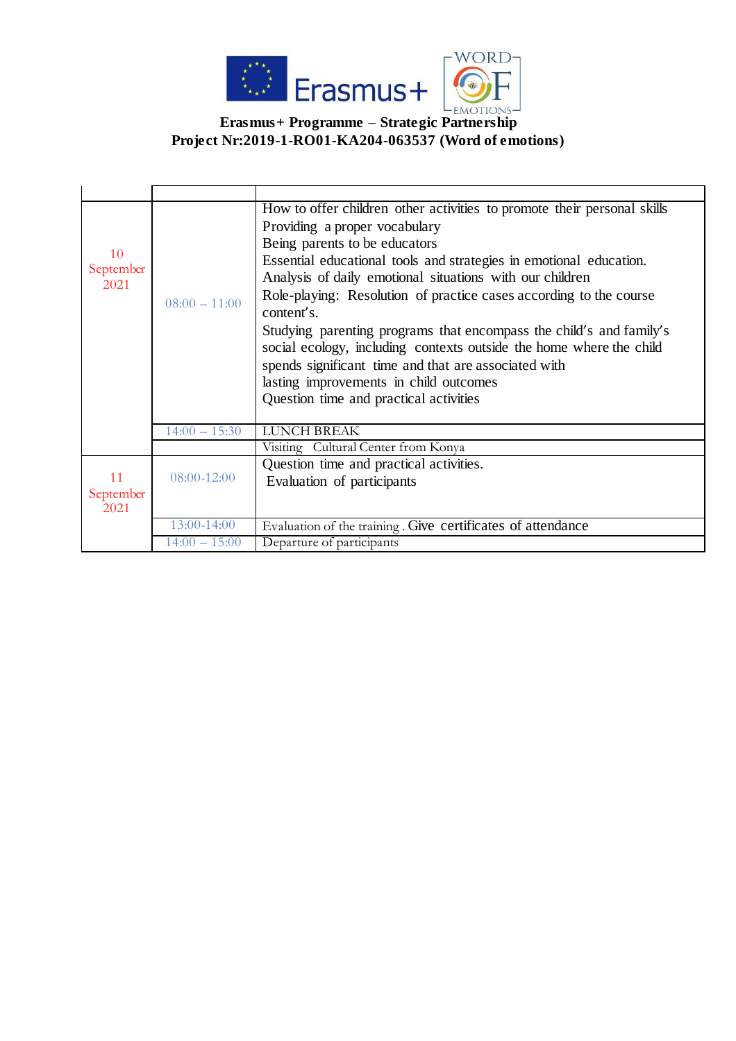**Erasmus+ Programme – Strategic Partnership**
**Project Nr:2019-1-RO01-KA204-063537 (Word of emotions)**

| | | |
|---|---|---|
| 10 September 2021 | 08:00 – 11:00 | How to offer children other activities to promote their personal skills<br>Providing a proper vocabulary<br>Being parents to be educators<br>Essential educational tools and strategies in emotional education.<br>Analysis of daily emotional situations with our children<br>Role-playing: Resolution of practice cases according to the course content's.<br>Studying parenting programs that encompass the child's and family's social ecology, including contexts outside the home where the child spends significant time and that are associated with lasting improvements in child outcomes<br>Question time and practical activities |
| | 14:00 – 15:30 | LUNCH BREAK |
| | | Visiting Cultural Center from Konya |
| 11 September 2021 | 08:00-12:00 | Question time and practical activities.<br>Evaluation of participants |
| | 13:00-14:00 | Evaluation of the training . Give certificates of attendance |
| | 14:00 – 15:00 | Departure of participants |